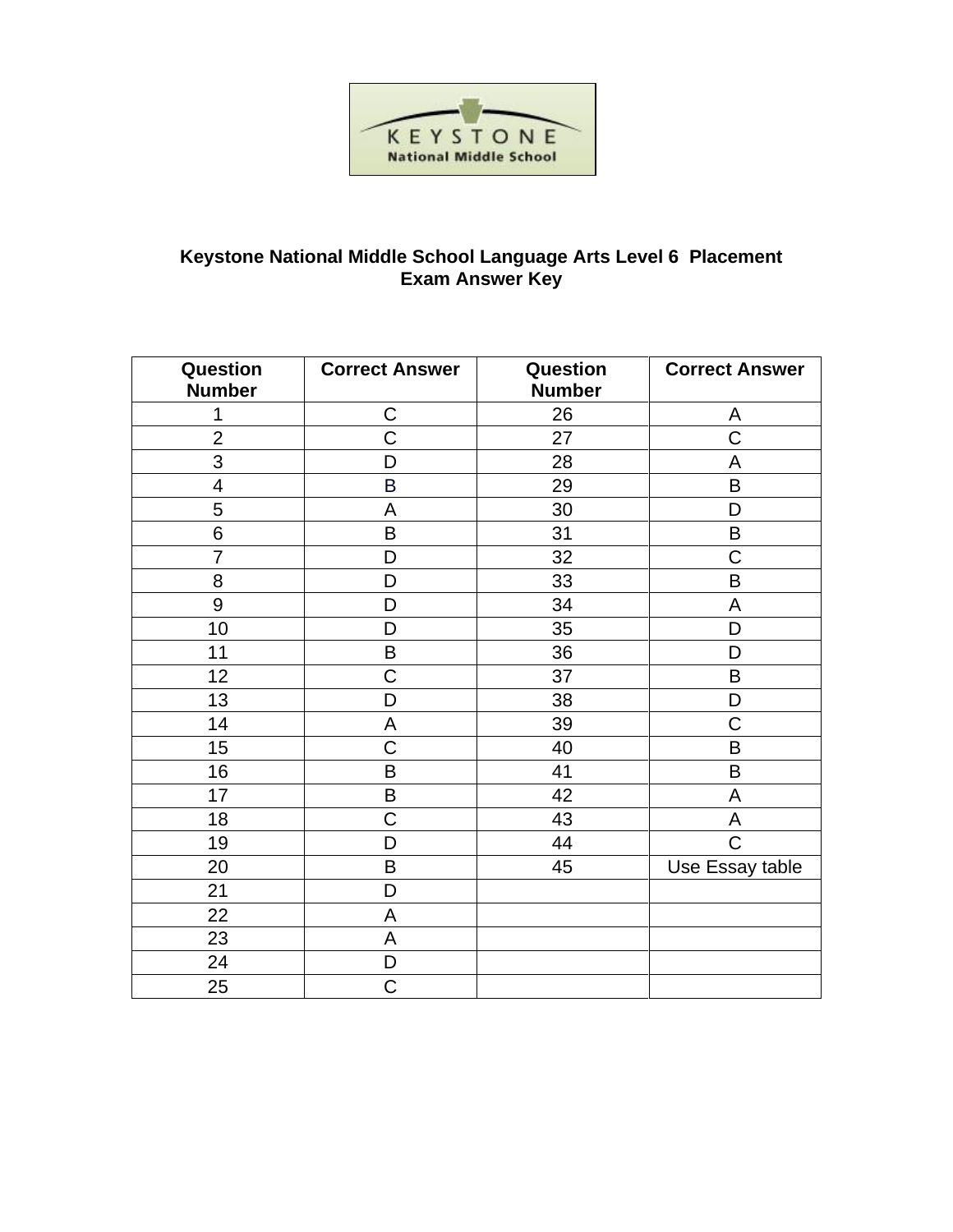KEYSTONE
National Middle School

# Keystone National Middle School Language Arts Level 6 Placement Exam Answer Key

| Question Number | Correct Answer | Question Number | Correct Answer |
|---|---|---|---|
| 1 | C | 26 | A |
| 2 | C | 27 | C |
| 3 | D | 28 | A |
| 4 | B | 29 | B |
| 5 | A | 30 | D |
| 6 | B | 31 | B |
| 7 | D | 32 | C |
| 8 | D | 33 | B |
| 9 | D | 34 | A |
| 10 | D | 35 | D |
| 11 | B | 36 | D |
| 12 | C | 37 | B |
| 13 | D | 38 | D |
| 14 | A | 39 | C |
| 15 | C | 40 | B |
| 16 | B | 41 | B |
| 17 | B | 42 | A |
| 18 | C | 43 | A |
| 19 | D | 44 | C |
| 20 | B | 45 | Use Essay table |
| 21 | D | | |
| 22 | A | | |
| 23 | A | | |
| 24 | D | | |
| 25 | C | | |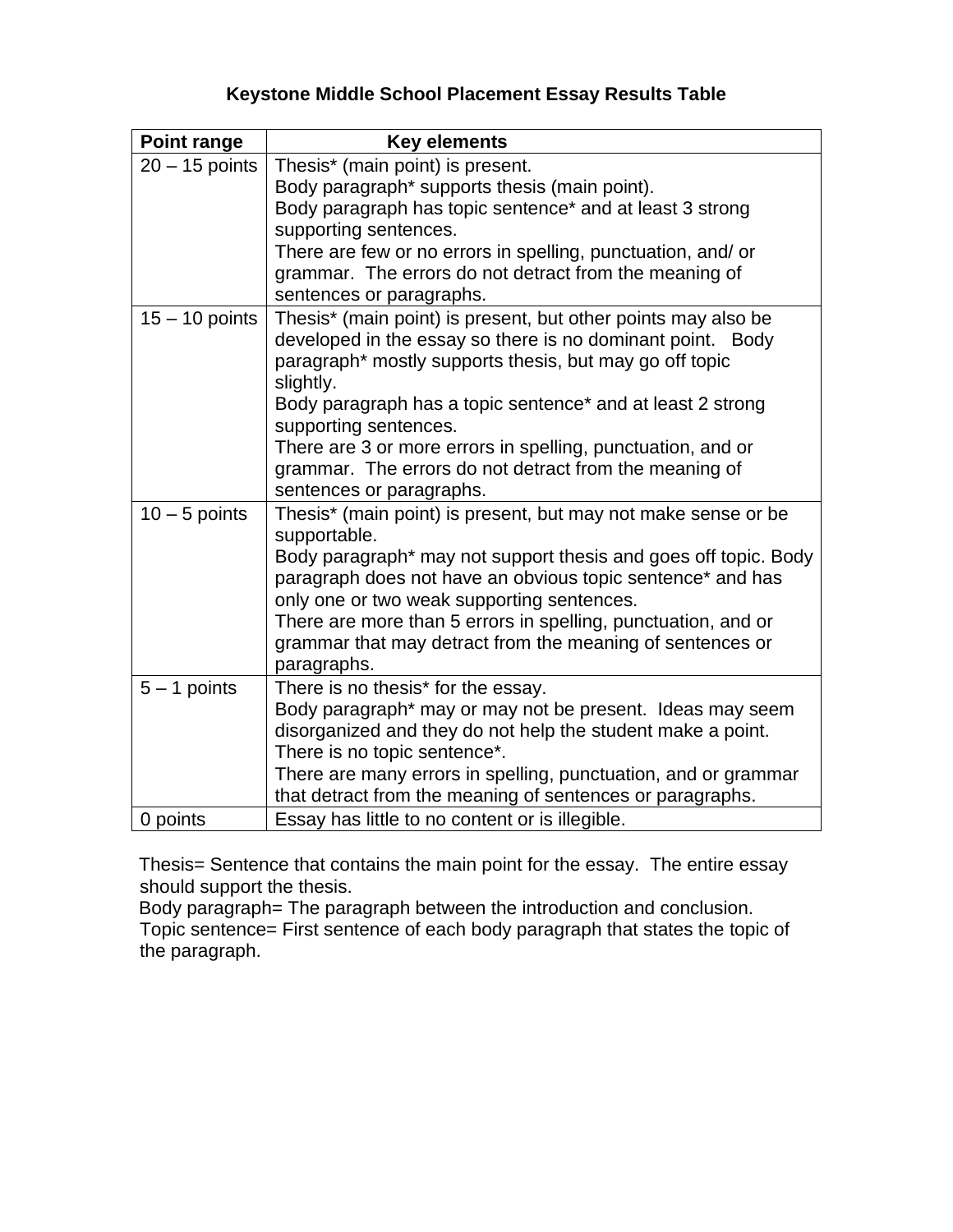# Keystone Middle School Placement Essay Results Table

| Point range | Key elements |
|---|---|
| 20 – 15 points | Thesis* (main point) is present.<br>Body paragraph* supports thesis (main point).<br>Body paragraph has topic sentence* and at least 3 strong supporting sentences.<br>There are few or no errors in spelling, punctuation, and/ or grammar. The errors do not detract from the meaning of sentences or paragraphs. |
| 15 – 10 points | Thesis* (main point) is present, but other points may also be developed in the essay so there is no dominant point. Body paragraph* mostly supports thesis, but may go off topic slightly.<br>Body paragraph has a topic sentence* and at least 2 strong supporting sentences.<br>There are 3 or more errors in spelling, punctuation, and or grammar. The errors do not detract from the meaning of sentences or paragraphs. |
| 10 – 5 points | Thesis* (main point) is present, but may not make sense or be supportable.<br>Body paragraph* may not support thesis and goes off topic. Body paragraph does not have an obvious topic sentence* and has only one or two weak supporting sentences.<br>There are more than 5 errors in spelling, punctuation, and or grammar that may detract from the meaning of sentences or paragraphs. |
| 5 – 1 points | There is no thesis* for the essay.<br>Body paragraph* may or may not be present. Ideas may seem disorganized and they do not help the student make a point.<br>There is no topic sentence*.<br>There are many errors in spelling, punctuation, and or grammar that detract from the meaning of sentences or paragraphs. |
| 0 points | Essay has little to no content or is illegible. |

Thesis= Sentence that contains the main point for the essay. The entire essay should support the thesis.
Body paragraph= The paragraph between the introduction and conclusion.
Topic sentence= First sentence of each body paragraph that states the topic of the paragraph.